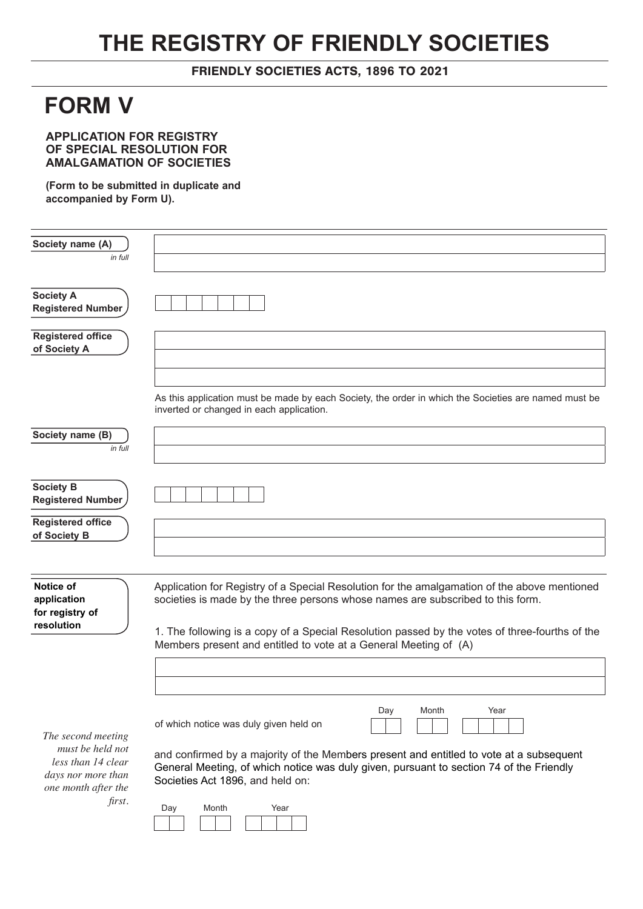# THE REGISTRY OF FRIENDLY SOCIETIES

**FRIENDLY SOCIETIES ACTS, 1896 TO 2021**

# FORM V

**APPLICATION FOR REGISTRY OF SPECIAL RESOLUTION FOR AMALGAMATION OF SOCIETIES**

**(Form to be submitted in duplicate and accompanied by Form U).**

**Society name (A)** *in full*

**Society A Registered Number**

**Registered office of Society A**

As this application must be made by each Society, the order in which the Societies are named must be inverted or changed in each application.

**Society name (B)** *in full*

**Society B Registered Number**

**Registered office of Society B**

**Notice of application for registry of resolution**

Application for Registry of a Special Resolution for the amalgamation of the above mentioned societies is made by the three persons whose names are subscribed to this form.

1. The following is a copy of a Special Resolution passed by the votes of three-fourths of the Members present and entitled to vote at a General Meeting of (A)

of which notice was duly given held on Day Month Year

and confirmed by a majority of the Members present and entitled to vote at a subsequent General Meeting, of which notice was duly given, pursuant to section 74 of the Friendly Societies Act 1896, and held on:

Day Month Year

*The second meeting must be held not less than 14 clear days nor more than one month after the first.*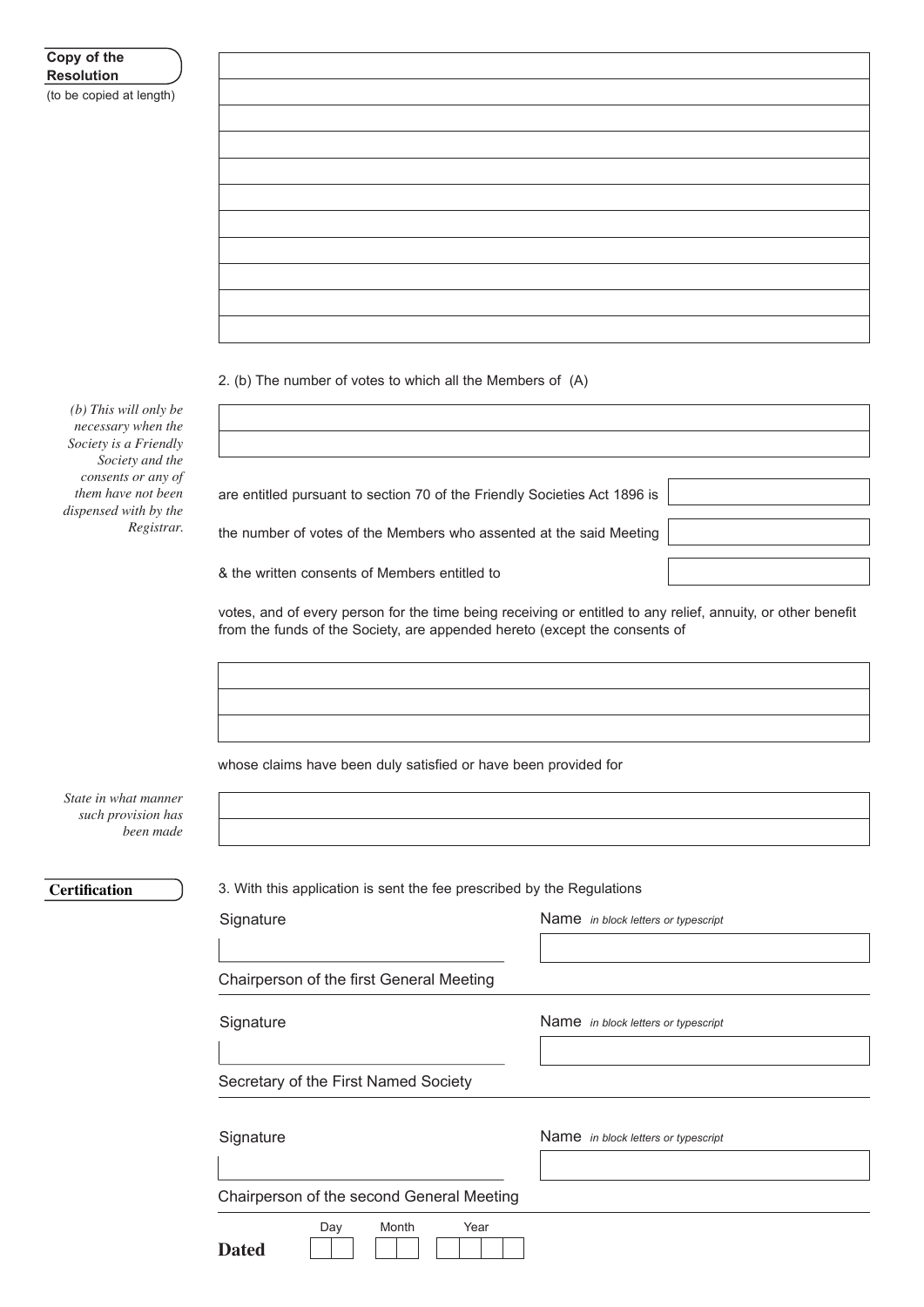**Copy of the Resolution**
(to be copied at length)

2. (b) The number of votes to which all the Members of (A)

*(b) This will only be necessary when the Society is a Friendly Society and the consents or any of them have not been dispensed with by the Registrar.*

are entitled pursuant to section 70 of the Friendly Societies Act 1896 is

the number of votes of the Members who assented at the said Meeting

& the written consents of Members entitled to

votes, and of every person for the time being receiving or entitled to any relief, annuity, or other benefit from the funds of the Society, are appended hereto (except the consents of

whose claims have been duly satisfied or have been provided for

*State in what manner such provision has been made*

**Certification**

3. With this application is sent the fee prescribed by the Regulations

Signature

Name *in block letters or typescript*

Chairperson of the first General Meeting

Signature

Name *in block letters or typescript*

Secretary of the First Named Society

Signature

Name *in block letters or typescript*

Chairperson of the second General Meeting

**Dated** Day Month Year